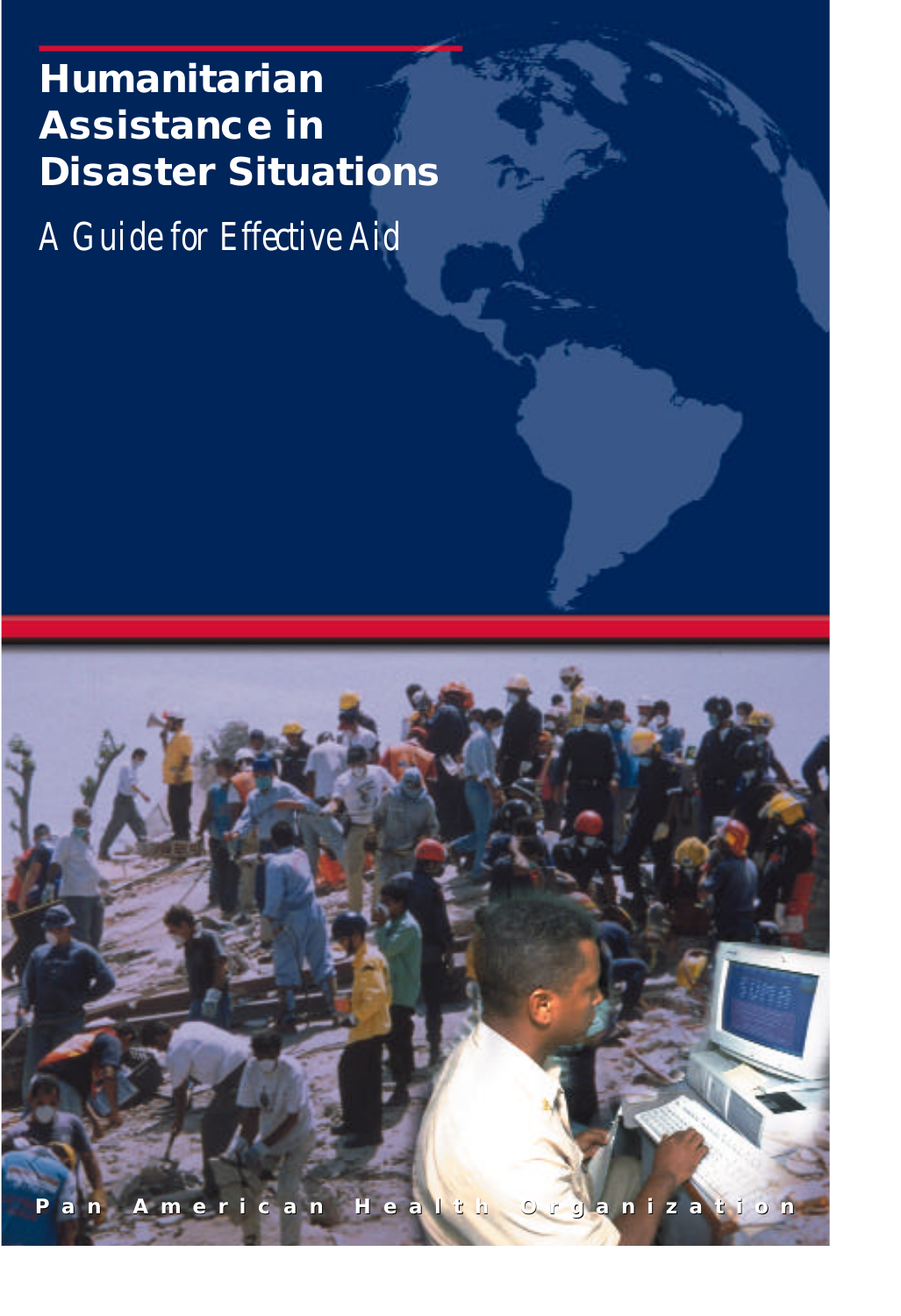# Humanitarian Assistance in Disaster Situations

## A Guide for Effective Aid

Pan American Health Organization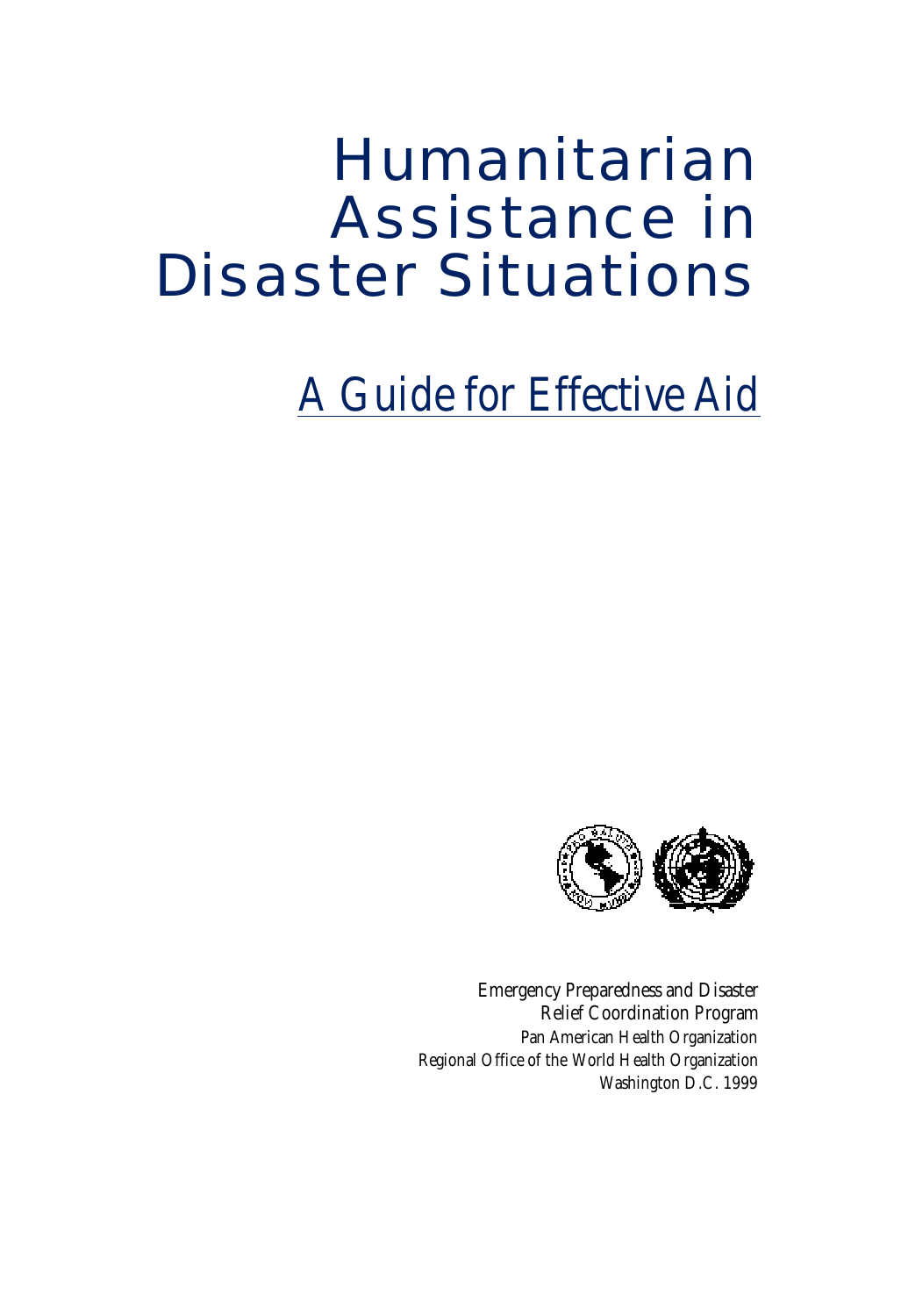# Humanitarian Assistance in Disaster Situations

## A Guide for Effective Aid

Emergency Preparedness and Disaster Relief Coordination Program
Pan American Health Organization
Regional Office of the World Health Organization
Washington D.C. 1999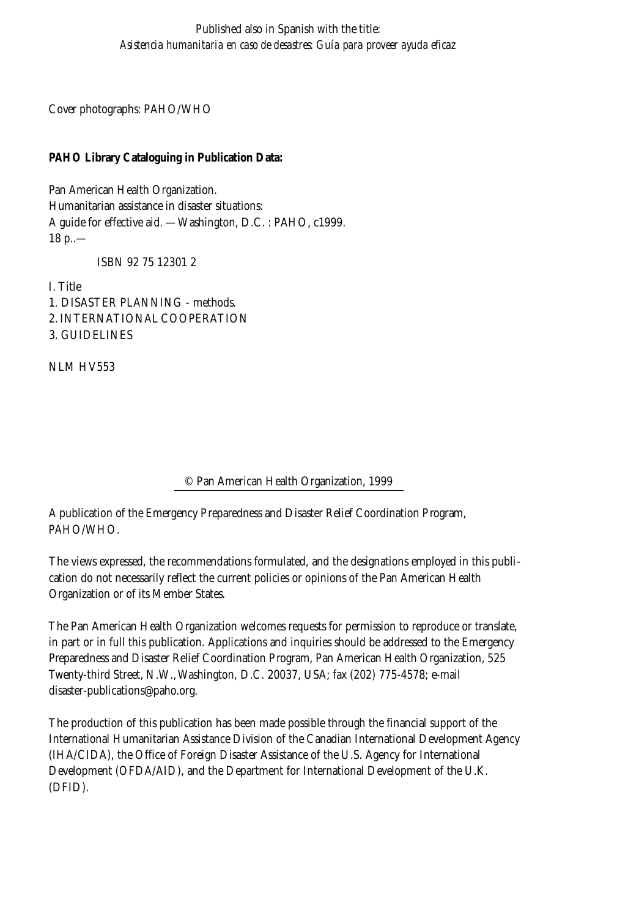Published also in Spanish with the title:
*Asistencia humanitaria en caso de desastres: Guía para proveer ayuda eficaz*

Cover photographs: PAHO/WHO

**PAHO Library Cataloguing in Publication Data:**

Pan American Health Organization.
Humanitarian assistance in disaster situations:
A guide for effective aid. —Washington, D.C. : PAHO, c1999.
18 p..—

ISBN 92 75 12301 2

I. Title
1. DISASTER PLANNING - methods.
2. INTERNATIONAL COOPERATION
3. GUIDELINES

NLM HV553

© Pan American Health Organization, 1999

A publication of the Emergency Preparedness and Disaster Relief Coordination Program, PAHO/WHO.

The views expressed, the recommendations formulated, and the designations employed in this publication do not necessarily reflect the current policies or opinions of the Pan American Health Organization or of its Member States.

The Pan American Health Organization welcomes requests for permission to reproduce or translate, in part or in full this publication. Applications and inquiries should be addressed to the Emergency Preparedness and Disaster Relief Coordination Program, Pan American Health Organization, 525 Twenty-third Street, N.W., Washington, D.C. 20037, USA; fax (202) 775-4578; e-mail disaster-publications@paho.org.

The production of this publication has been made possible through the financial support of the International Humanitarian Assistance Division of the Canadian International Development Agency (IHA/CIDA), the Office of Foreign Disaster Assistance of the U.S. Agency for International Development (OFDA/AID), and the Department for International Development of the U.K. (DFID).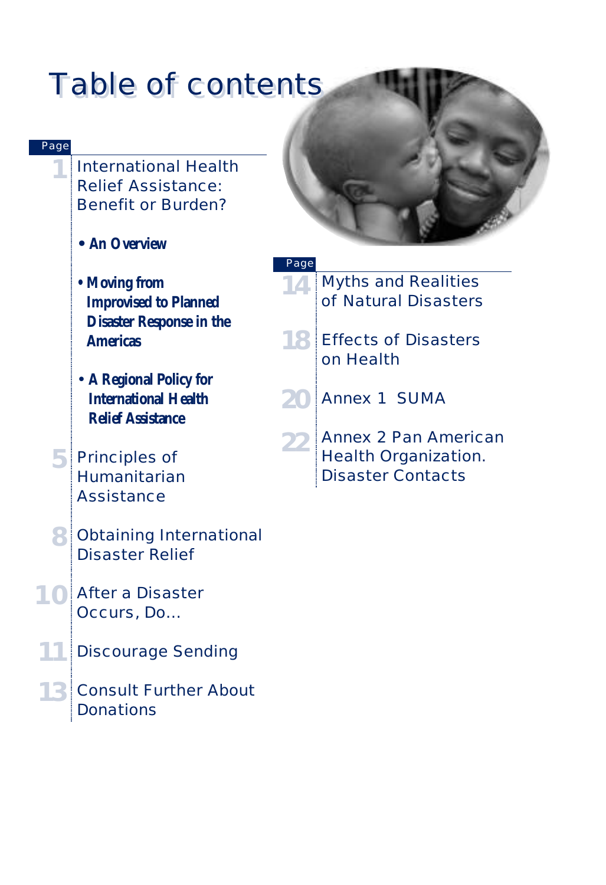# Table of contents

| Page | |
|---|---|
| 1 | International Health Relief Assistance: Benefit or Burden? |
| | • **An Overview** |
| | • **Moving from Improvised to Planned Disaster Response in the Americas** |
| | • **A Regional Policy for International Health Relief Assistance** |
| 5 | Principles of Humanitarian Assistance |
| 8 | Obtaining International Disaster Relief |
| 10 | After a Disaster Occurs, Do... |
| 11 | Discourage Sending |
| 13 | Consult Further About Donations |
| 14 | Myths and Realities of Natural Disasters |
| 18 | Effects of Disasters on Health |
| 20 | Annex 1 SUMA |
| 22 | Annex 2 Pan American Health Organization. Disaster Contacts |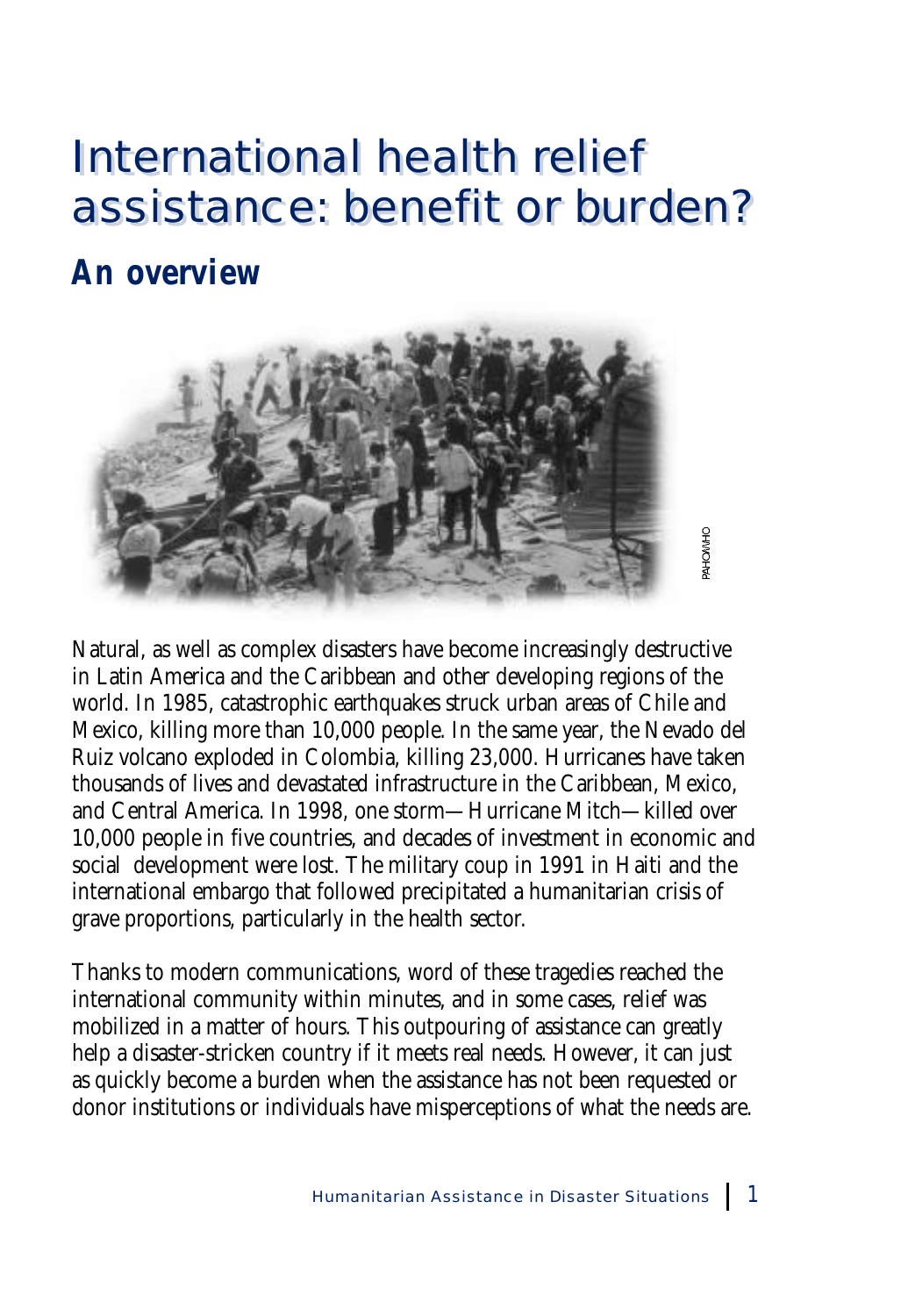# International health relief assistance: benefit or burden?

## *An overview*

Natural, as well as complex disasters have become increasingly destructive in Latin America and the Caribbean and other developing regions of the world. In 1985, catastrophic earthquakes struck urban areas of Chile and Mexico, killing more than 10,000 people. In the same year, the Nevado del Ruiz volcano exploded in Colombia, killing 23,000. Hurricanes have taken thousands of lives and devastated infrastructure in the Caribbean, Mexico, and Central America. In 1998, one storm—Hurricane Mitch—killed over 10,000 people in five countries, and decades of investment in economic and social development were lost. The military coup in 1991 in Haiti and the international embargo that followed precipitated a humanitarian crisis of grave proportions, particularly in the health sector.

Thanks to modern communications, word of these tragedies reached the international community within minutes, and in some cases, relief was mobilized in a matter of hours. This outpouring of assistance can greatly help a disaster-stricken country if it meets real needs. However, it can just as quickly become a burden when the assistance has not been requested or donor institutions or individuals have misperceptions of what the needs are.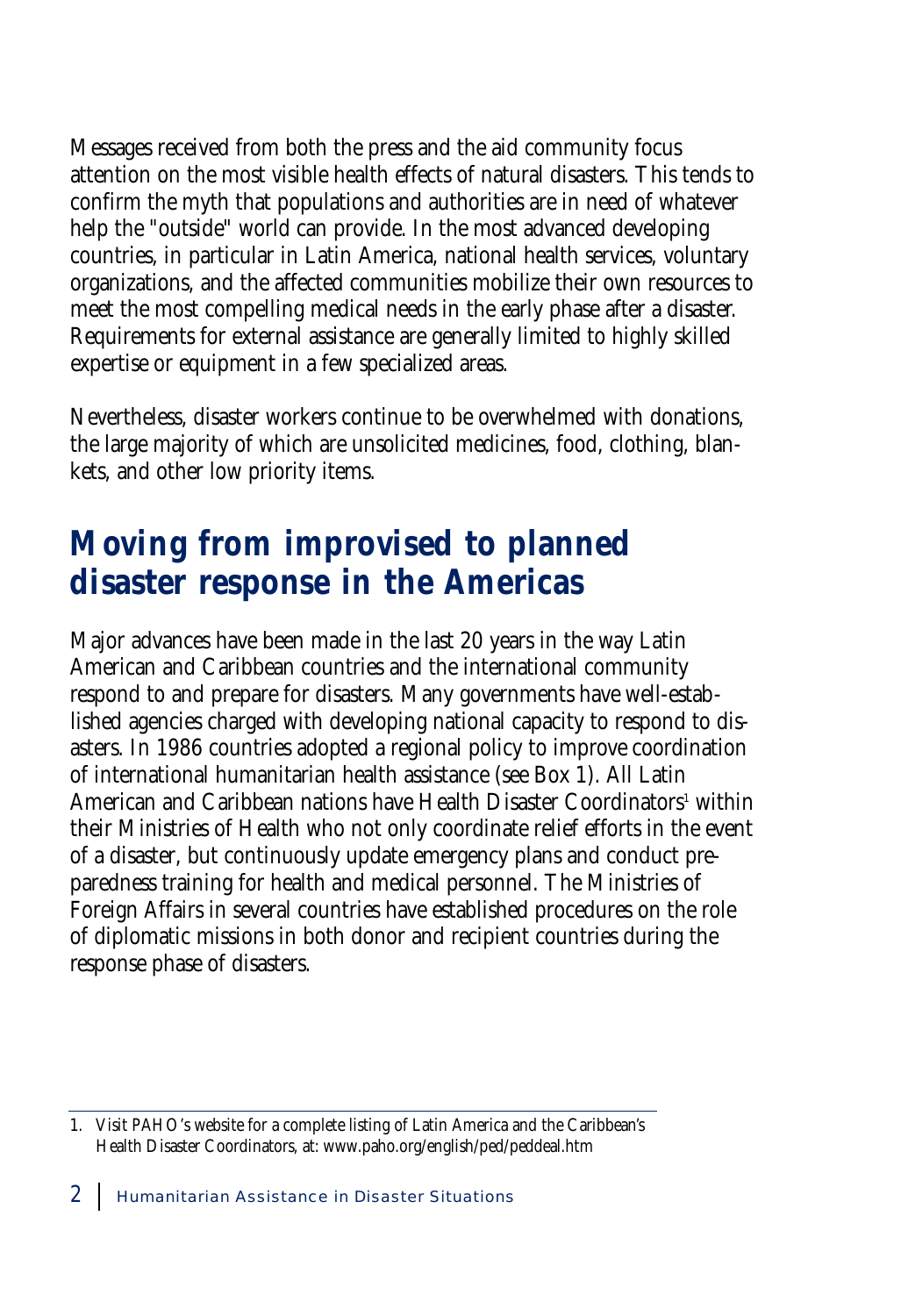Messages received from both the press and the aid community focus attention on the most visible health effects of natural disasters. This tends to confirm the myth that populations and authorities are in need of whatever help the "outside" world can provide. In the most advanced developing countries, in particular in Latin America, national health services, voluntary organizations, and the affected communities mobilize their own resources to meet the most compelling medical needs in the early phase after a disaster. Requirements for external assistance are generally limited to highly skilled expertise or equipment in a few specialized areas.

Nevertheless, disaster workers continue to be overwhelmed with donations, the large majority of which are unsolicited medicines, food, clothing, blankets, and other low priority items.

## Moving from improvised to planned disaster response in the Americas

Major advances have been made in the last 20 years in the way Latin American and Caribbean countries and the international community respond to and prepare for disasters. Many governments have well-established agencies charged with developing national capacity to respond to disasters. In 1986 countries adopted a regional policy to improve coordination of international humanitarian health assistance (see Box 1). All Latin American and Caribbean nations have Health Disaster Coordinators[1] within their Ministries of Health who not only coordinate relief efforts in the event of a disaster, but continuously update emergency plans and conduct preparedness training for health and medical personnel. The Ministries of Foreign Affairs in several countries have established procedures on the role of diplomatic missions in both donor and recipient countries during the response phase of disasters.

1. Visit PAHO's website for a complete listing of Latin America and the Caribbean's Health Disaster Coordinators, at: www.paho.org/english/ped/peddeal.htm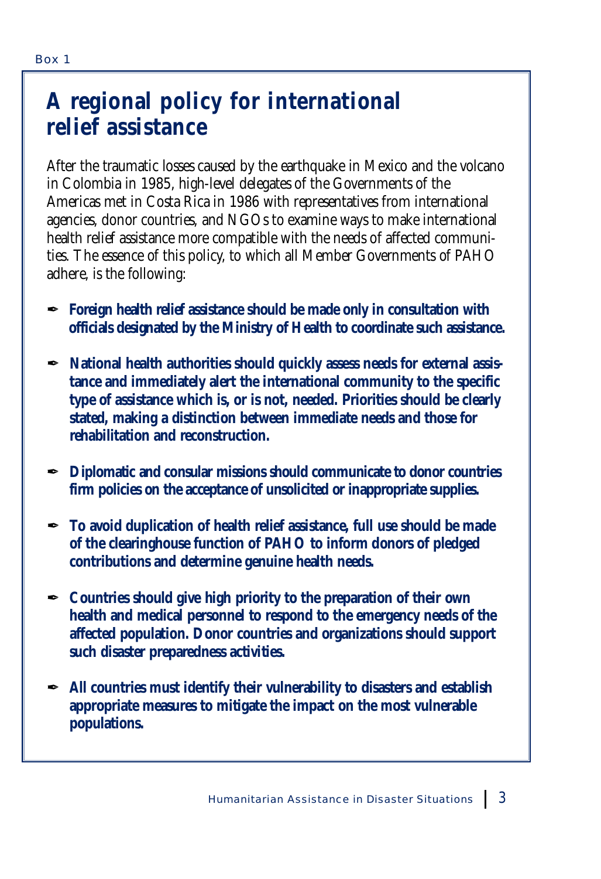Box 1

## A regional policy for international relief assistance

After the traumatic losses caused by the earthquake in Mexico and the volcano in Colombia in 1985, high-level delegates of the Governments of the Americas met in Costa Rica in 1986 with representatives from international agencies, donor countries, and NGOs to examine ways to make international health relief assistance more compatible with the needs of affected communities. The essence of this policy, to which all Member Governments of PAHO adhere, is the following:

- **Foreign health relief assistance should be made only in consultation with officials designated by the Ministry of Health to coordinate such assistance.**
- **National health authorities should quickly assess needs for external assistance and immediately alert the international community to the specific type of assistance which is, or is not, needed. Priorities should be clearly stated, making a distinction between immediate needs and those for rehabilitation and reconstruction.**
- **Diplomatic and consular missions should communicate to donor countries firm policies on the acceptance of unsolicited or inappropriate supplies.**
- **To avoid duplication of health relief assistance, full use should be made of the clearinghouse function of PAHO to inform donors of pledged contributions and determine genuine health needs.**
- **Countries should give high priority to the preparation of their own health and medical personnel to respond to the emergency needs of the affected population. Donor countries and organizations should support such disaster preparedness activities.**
- **All countries must identify their vulnerability to disasters and establish appropriate measures to mitigate the impact on the most vulnerable populations.**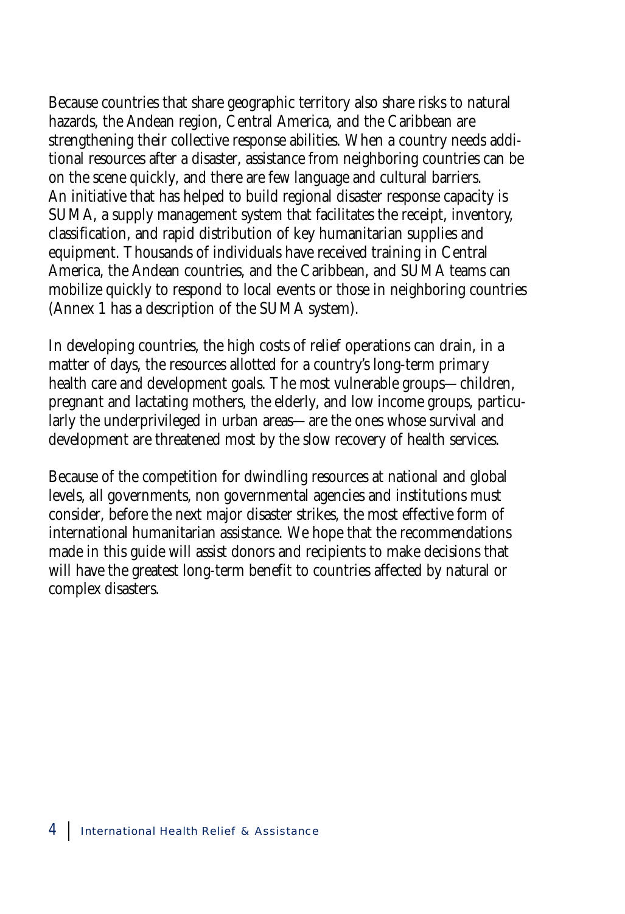Because countries that share geographic territory also share risks to natural hazards, the Andean region, Central America, and the Caribbean are strengthening their collective response abilities. When a country needs additional resources after a disaster, assistance from neighboring countries can be on the scene quickly, and there are few language and cultural barriers. An initiative that has helped to build regional disaster response capacity is SUMA, a supply management system that facilitates the receipt, inventory, classification, and rapid distribution of key humanitarian supplies and equipment. Thousands of individuals have received training in Central America, the Andean countries, and the Caribbean, and SUMA teams can mobilize quickly to respond to local events or those in neighboring countries (Annex 1 has a description of the SUMA system).

In developing countries, the high costs of relief operations can drain, in a matter of days, the resources allotted for a country's long-term primary health care and development goals. The most vulnerable groups—children, pregnant and lactating mothers, the elderly, and low income groups, particularly the underprivileged in urban areas—are the ones whose survival and development are threatened most by the slow recovery of health services.

Because of the competition for dwindling resources at national and global levels, all governments, non governmental agencies and institutions must consider, before the next major disaster strikes, the most effective form of international humanitarian assistance. We hope that the recommendations made in this guide will assist donors and recipients to make decisions that will have the greatest long-term benefit to countries affected by natural or complex disasters.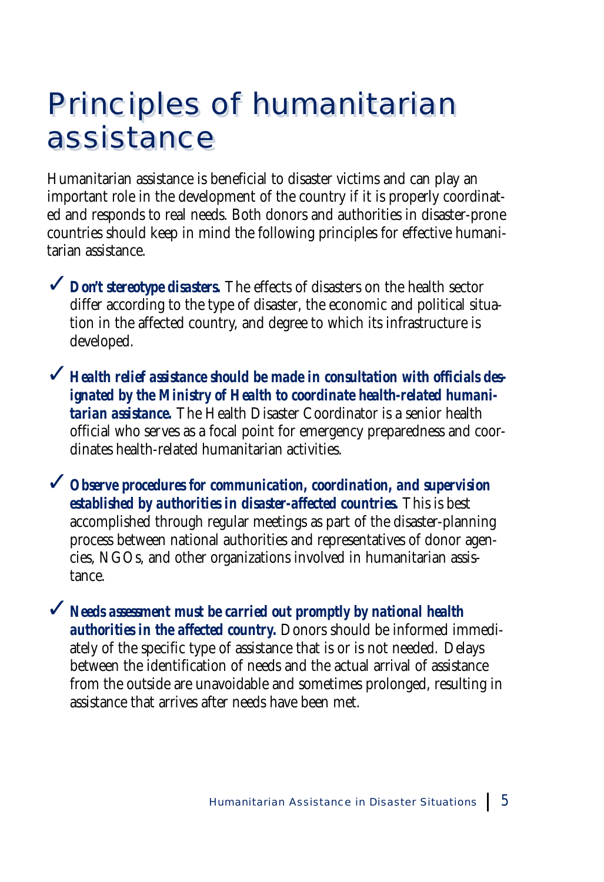# Principles of humanitarian assistance

Humanitarian assistance is beneficial to disaster victims and can play an important role in the development of the country if it is properly coordinated and responds to real needs. Both donors and authorities in disaster-prone countries should keep in mind the following principles for effective humanitarian assistance.

- ✓ ***Don't stereotype disasters.*** The effects of disasters on the health sector differ according to the type of disaster, the economic and political situation in the affected country, and degree to which its infrastructure is developed.

- ✓ ***Health relief assistance should be made in consultation with officials designated by the Ministry of Health to coordinate health-related humanitarian assistance.*** The Health Disaster Coordinator is a senior health official who serves as a focal point for emergency preparedness and coordinates health-related humanitarian activities.

- ✓ ***Observe procedures for communication, coordination, and supervision established by authorities in disaster-affected countries.*** This is best accomplished through regular meetings as part of the disaster-planning process between national authorities and representatives of donor agencies, NGOs, and other organizations involved in humanitarian assistance.

- ✓ ***Needs assessment must be carried out promptly by national health authorities in the affected country.*** Donors should be informed immediately of the specific type of assistance that is or is not needed. Delays between the identification of needs and the actual arrival of assistance from the outside are unavoidable and sometimes prolonged, resulting in assistance that arrives after needs have been met.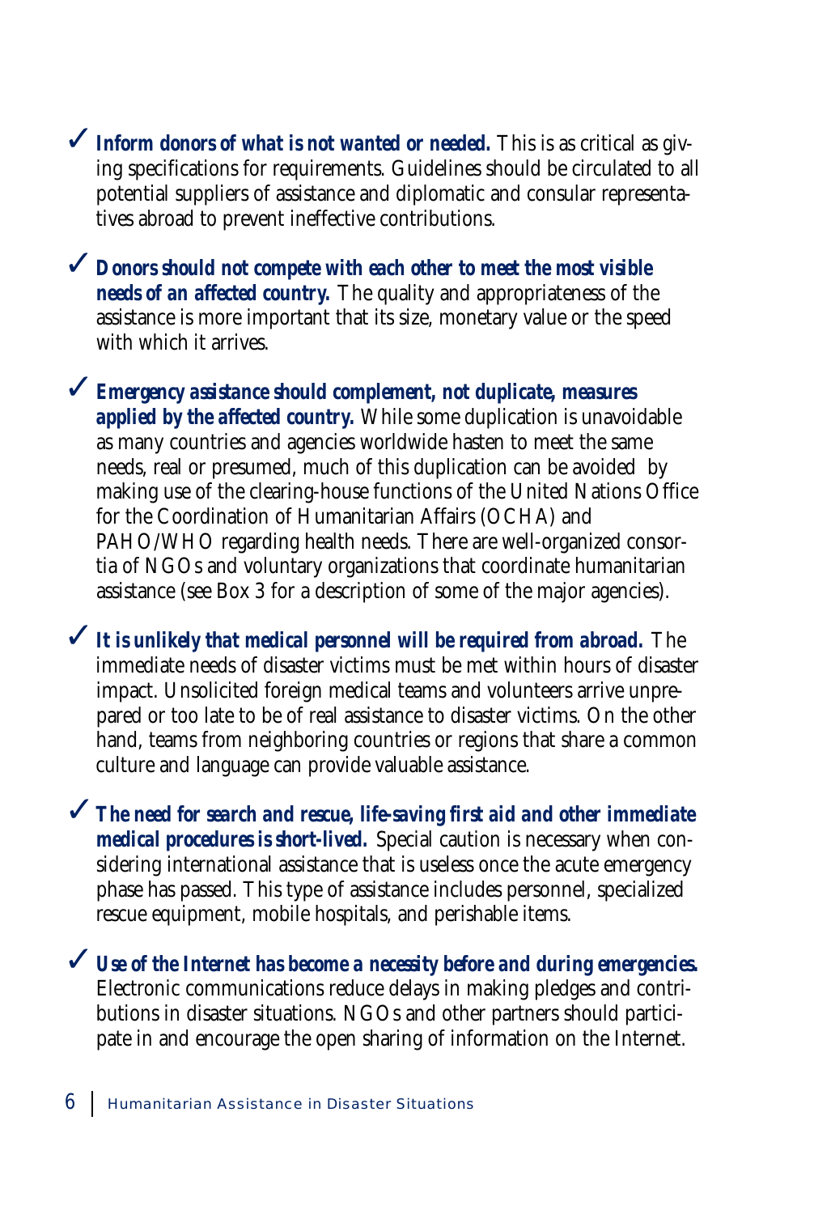- ✓ ***Inform donors of what is not wanted or needed.*** This is as critical as giving specifications for requirements. Guidelines should be circulated to all potential suppliers of assistance and diplomatic and consular representatives abroad to prevent ineffective contributions.

- ✓ ***Donors should not compete with each other to meet the most visible needs of an affected country.*** The quality and appropriateness of the assistance is more important that its size, monetary value or the speed with which it arrives.

- ✓ ***Emergency assistance should complement, not duplicate, measures applied by the affected country.*** While some duplication is unavoidable as many countries and agencies worldwide hasten to meet the same needs, real or presumed, much of this duplication can be avoided by making use of the clearing-house functions of the United Nations Office for the Coordination of Humanitarian Affairs (OCHA) and PAHO/WHO regarding health needs. There are well-organized consortia of NGOs and voluntary organizations that coordinate humanitarian assistance (see Box 3 for a description of some of the major agencies).

- ✓ ***It is unlikely that medical personnel will be required from abroad.*** The immediate needs of disaster victims must be met within hours of disaster impact. Unsolicited foreign medical teams and volunteers arrive unprepared or too late to be of real assistance to disaster victims. On the other hand, teams from neighboring countries or regions that share a common culture and language can provide valuable assistance.

- ✓ ***The need for search and rescue, life-saving first aid and other immediate medical procedures is short-lived.*** Special caution is necessary when considering international assistance that is useless once the acute emergency phase has passed. This type of assistance includes personnel, specialized rescue equipment, mobile hospitals, and perishable items.

- ✓ ***Use of the Internet has become a necessity before and during emergencies.*** Electronic communications reduce delays in making pledges and contributions in disaster situations. NGOs and other partners should participate in and encourage the open sharing of information on the Internet.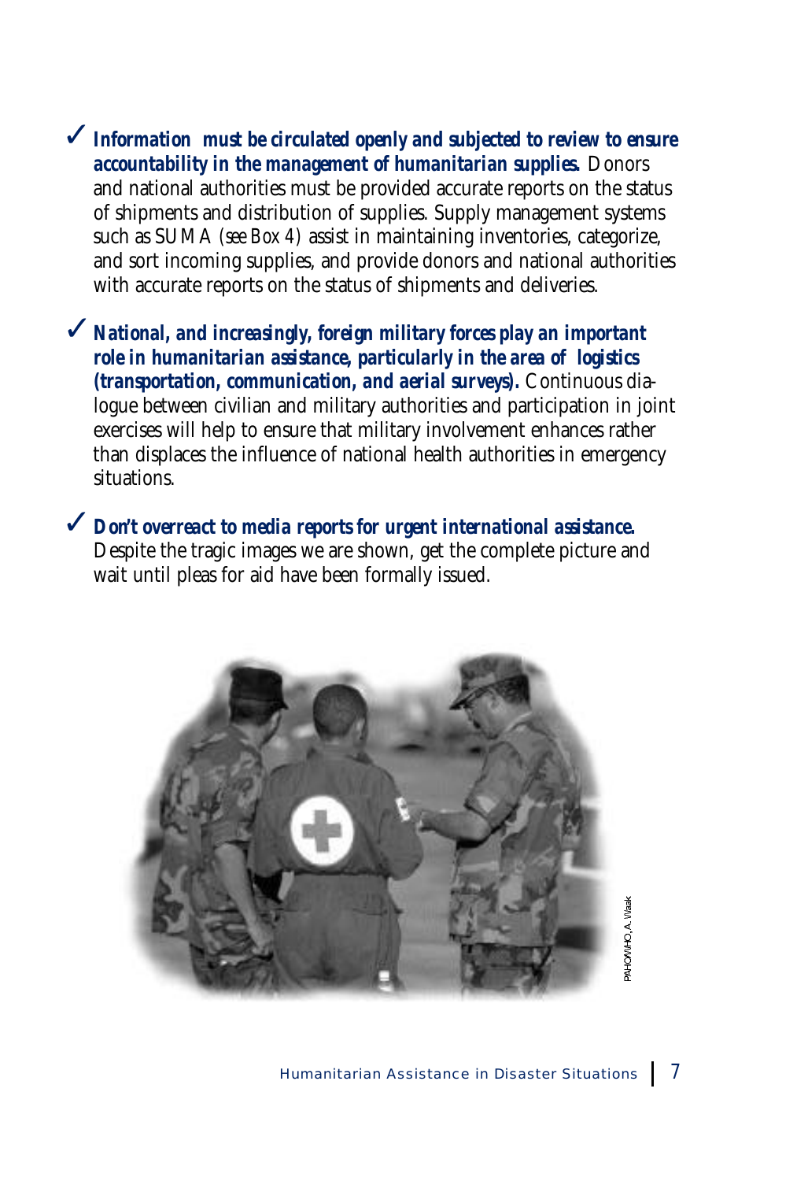- ✓ ***Information must be circulated openly and subjected to review to ensure accountability in the management of humanitarian supplies.*** Donors and national authorities must be provided accurate reports on the status of shipments and distribution of supplies. Supply management systems such as SUMA *(see Box 4)* assist in maintaining inventories, categorize, and sort incoming supplies, and provide donors and national authorities with accurate reports on the status of shipments and deliveries.

- ✓ ***National, and increasingly, foreign military forces play an important role in humanitarian assistance, particularly in the area of logistics (transportation, communication, and aerial surveys).*** Continuous dialogue between civilian and military authorities and participation in joint exercises will help to ensure that military involvement enhances rather than displaces the influence of national health authorities in emergency situations.

- ✓ ***Don't overreact to media reports for urgent international assistance.*** Despite the tragic images we are shown, get the complete picture and wait until pleas for aid have been formally issued.

PAHO/WHO, A. Waak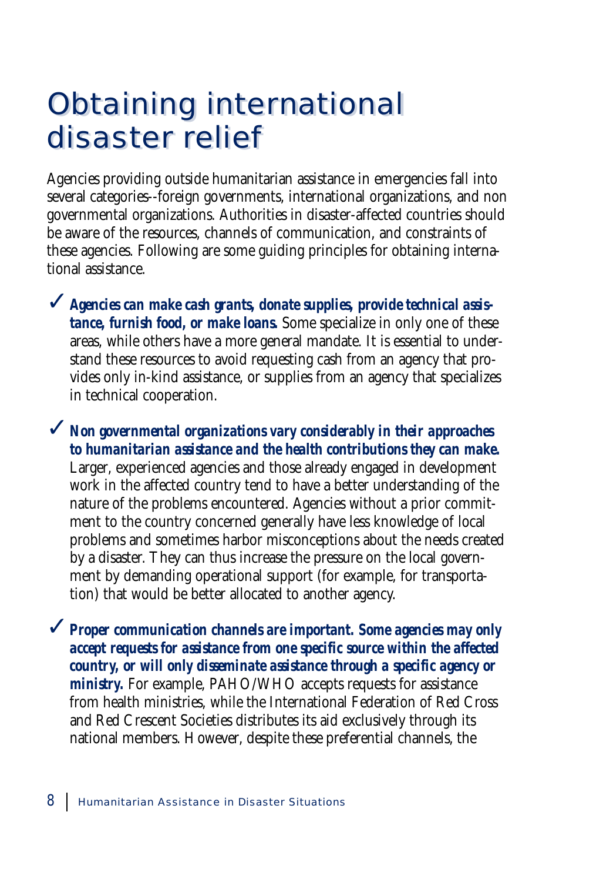# Obtaining international disaster relief

Agencies providing outside humanitarian assistance in emergencies fall into several categories--foreign governments, international organizations, and non governmental organizations. Authorities in disaster-affected countries should be aware of the resources, channels of communication, and constraints of these agencies. Following are some guiding principles for obtaining international assistance.

✓ ***Agencies can make cash grants, donate supplies, provide technical assistance, furnish food, or make loans.*** Some specialize in only one of these areas, while others have a more general mandate. It is essential to understand these resources to avoid requesting cash from an agency that provides only in-kind assistance, or supplies from an agency that specializes in technical cooperation.

✓ ***Non governmental organizations vary considerably in their approaches to humanitarian assistance and the health contributions they can make.*** Larger, experienced agencies and those already engaged in development work in the affected country tend to have a better understanding of the nature of the problems encountered. Agencies without a prior commitment to the country concerned generally have less knowledge of local problems and sometimes harbor misconceptions about the needs created by a disaster. They can thus increase the pressure on the local government by demanding operational support (for example, for transportation) that would be better allocated to another agency.

✓ ***Proper communication channels are important. Some agencies may only accept requests for assistance from one specific source within the affected country, or will only disseminate assistance through a specific agency or ministry.*** For example, PAHO/WHO accepts requests for assistance from health ministries, while the International Federation of Red Cross and Red Crescent Societies distributes its aid exclusively through its national members. However, despite these preferential channels, the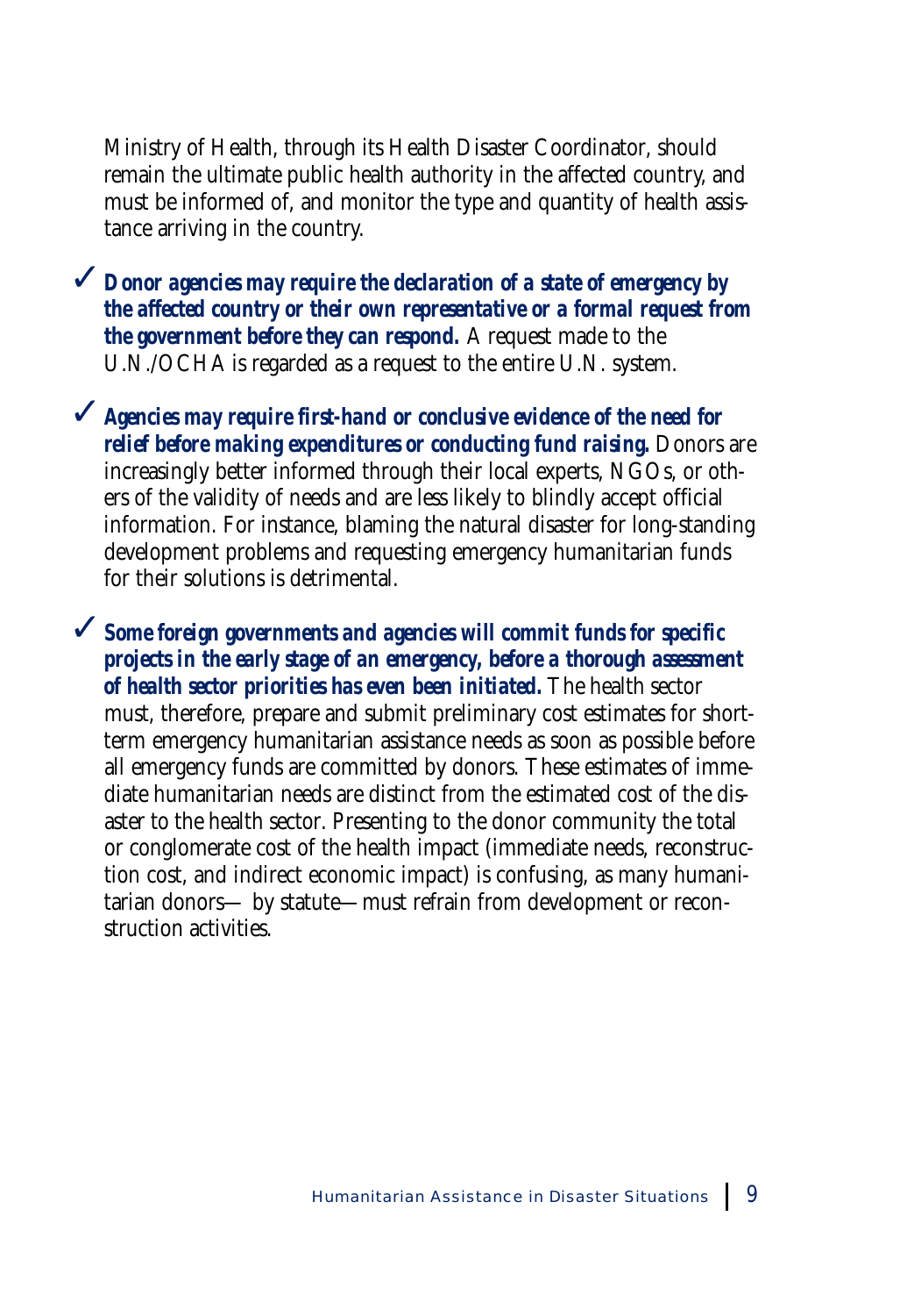Ministry of Health, through its Health Disaster Coordinator, should remain the ultimate public health authority in the affected country, and must be informed of, and monitor the type and quantity of health assistance arriving in the country.

✓ ***Donor agencies may require the declaration of a state of emergency by the affected country or their own representative or a formal request from the government before they can respond.*** A request made to the U.N./OCHA is regarded as a request to the entire U.N. system.

✓ ***Agencies may require first-hand or conclusive evidence of the need for relief before making expenditures or conducting fund raising.*** Donors are increasingly better informed through their local experts, NGOs, or others of the validity of needs and are less likely to blindly accept official information. For instance, blaming the natural disaster for long-standing development problems and requesting emergency humanitarian funds for their solutions is detrimental.

✓ ***Some foreign governments and agencies will commit funds for specific projects in the early stage of an emergency, before a thorough assessment of health sector priorities has even been initiated.*** The health sector must, therefore, prepare and submit preliminary cost estimates for short-term emergency humanitarian assistance needs as soon as possible before all emergency funds are committed by donors. These estimates of immediate humanitarian needs are distinct from the estimated cost of the disaster to the health sector. Presenting to the donor community the total or conglomerate cost of the health impact (immediate needs, reconstruction cost, and indirect economic impact) is confusing, as many humanitarian donors— by statute—must refrain from development or reconstruction activities.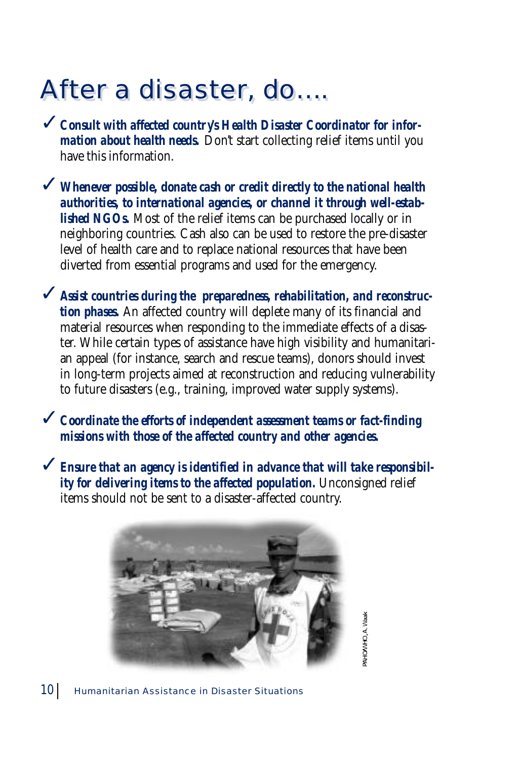# After a disaster, do….

✓ ***Consult with affected country's Health Disaster Coordinator for information about health needs.*** Don't start collecting relief items until you have this information.

✓ ***Whenever possible, donate cash or credit directly to the national health authorities, to international agencies, or channel it through well-established NGOs.*** Most of the relief items can be purchased locally or in neighboring countries. Cash also can be used to restore the pre-disaster level of health care and to replace national resources that have been diverted from essential programs and used for the emergency.

✓ ***Assist countries during the preparedness, rehabilitation, and reconstruction phases.*** An affected country will deplete many of its financial and material resources when responding to the immediate effects of a disaster. While certain types of assistance have high visibility and humanitarian appeal (for instance, search and rescue teams), donors should invest in long-term projects aimed at reconstruction and reducing vulnerability to future disasters (e.g., training, improved water supply systems).

✓ ***Coordinate the efforts of independent assessment teams or fact-finding missions with those of the affected country and other agencies.***

✓ ***Ensure that an agency is identified in advance that will take responsibility for delivering items to the affected population.*** Unconsigned relief items should not be sent to a disaster-affected country.

PAHO/WHO, A. Waak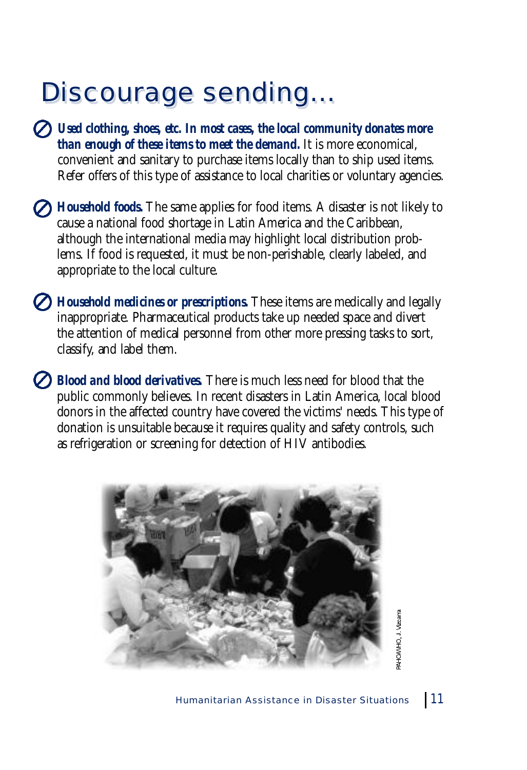# Discourage sending...

- ***Used clothing, shoes, etc. In most cases, the local community donates more than enough of these items to meet the demand.*** It is more economical, convenient and sanitary to purchase items locally than to ship used items. Refer offers of this type of assistance to local charities or voluntary agencies.

- ***Household foods.*** The same applies for food items. A disaster is not likely to cause a national food shortage in Latin America and the Caribbean, although the international media may highlight local distribution problems. If food is requested, it must be non-perishable, clearly labeled, and appropriate to the local culture.

- ***Household medicines or prescriptions.*** These items are medically and legally inappropriate. Pharmaceutical products take up needed space and divert the attention of medical personnel from other more pressing tasks to sort, classify, and label them.

- ***Blood and blood derivatives.*** There is much less need for blood that the public commonly believes. In recent disasters in Latin America, local blood donors in the affected country have covered the victims' needs. This type of donation is unsuitable because it requires quality and safety controls, such as refrigeration or screening for detection of HIV antibodies.

PAHO/WHO, J. Vizcarra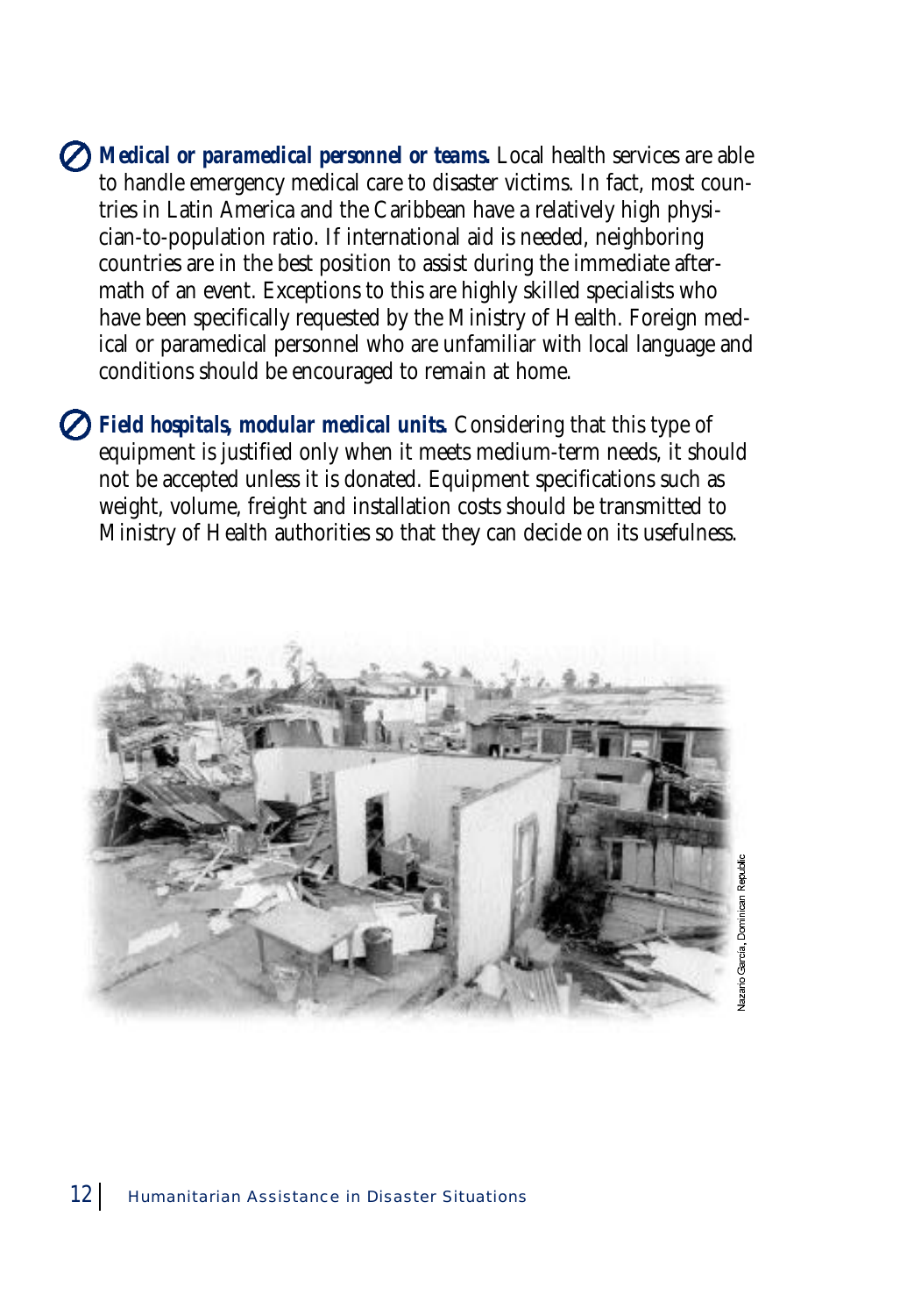**Medical or paramedical personnel or teams.** Local health services are able to handle emergency medical care to disaster victims. In fact, most countries in Latin America and the Caribbean have a relatively high physician-to-population ratio. If international aid is needed, neighboring countries are in the best position to assist during the immediate aftermath of an event. Exceptions to this are highly skilled specialists who have been specifically requested by the Ministry of Health. Foreign medical or paramedical personnel who are unfamiliar with local language and conditions should be encouraged to remain at home.

**Field hospitals, modular medical units.** Considering that this type of equipment is justified only when it meets medium-term needs, it should not be accepted unless it is donated. Equipment specifications such as weight, volume, freight and installation costs should be transmitted to Ministry of Health authorities so that they can decide on its usefulness.

Nazario Garcia, Dominican Republic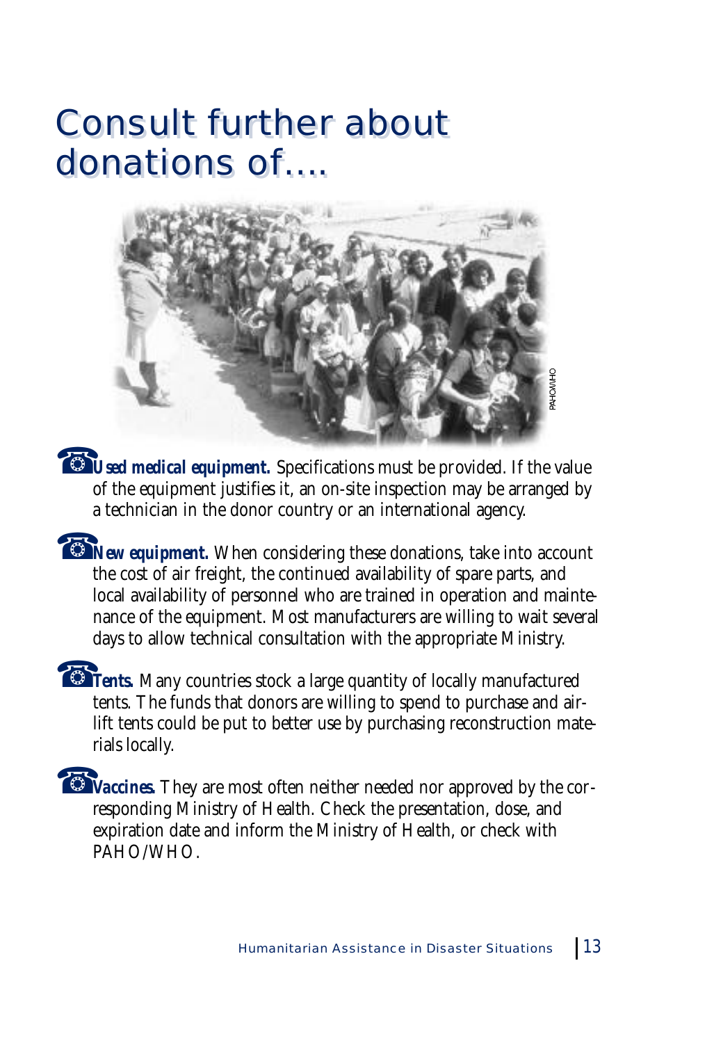# Consult further about donations of....

- ***Used medical equipment.*** Specifications must be provided. If the value of the equipment justifies it, an on-site inspection may be arranged by a technician in the donor country or an international agency.

- ***New equipment.*** When considering these donations, take into account the cost of air freight, the continued availability of spare parts, and local availability of personnel who are trained in operation and maintenance of the equipment. Most manufacturers are willing to wait several days to allow technical consultation with the appropriate Ministry.

- ***Tents.*** Many countries stock a large quantity of locally manufactured tents. The funds that donors are willing to spend to purchase and airlift tents could be put to better use by purchasing reconstruction materials locally.

- ***Vaccines.*** They are most often neither needed nor approved by the corresponding Ministry of Health. Check the presentation, dose, and expiration date and inform the Ministry of Health, or check with PAHO/WHO.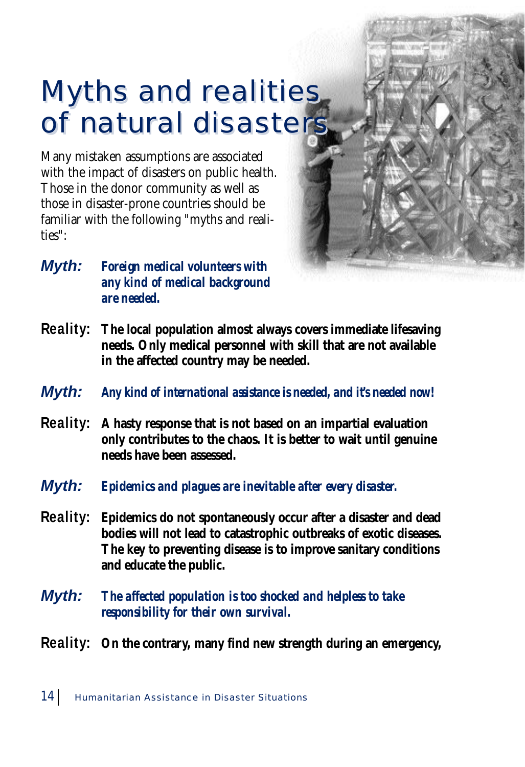# Myths and realities of natural disasters

Many mistaken assumptions are associated with the impact of disasters on public health. Those in the donor community as well as those in disaster-prone countries should be familiar with the following "myths and realities":

***Myth:*** ***Foreign medical volunteers with any kind of medical background are needed.***

**Reality:** **The local population almost always covers immediate lifesaving needs. Only medical personnel with skill that are not available in the affected country may be needed.**

***Myth:*** ***Any kind of international assistance is needed, and it's needed now!***

**Reality:** **A hasty response that is not based on an impartial evaluation only contributes to the chaos. It is better to wait until genuine needs have been assessed.**

***Myth:*** ***Epidemics and plagues are inevitable after every disaster.***

**Reality:** **Epidemics do not spontaneously occur after a disaster and dead bodies will not lead to catastrophic outbreaks of exotic diseases. The key to preventing disease is to improve sanitary conditions and educate the public.**

***Myth:*** ***The affected population is too shocked and helpless to take responsibility for their own survival.***

**Reality:** **On the contrary, many find new strength during an emergency,**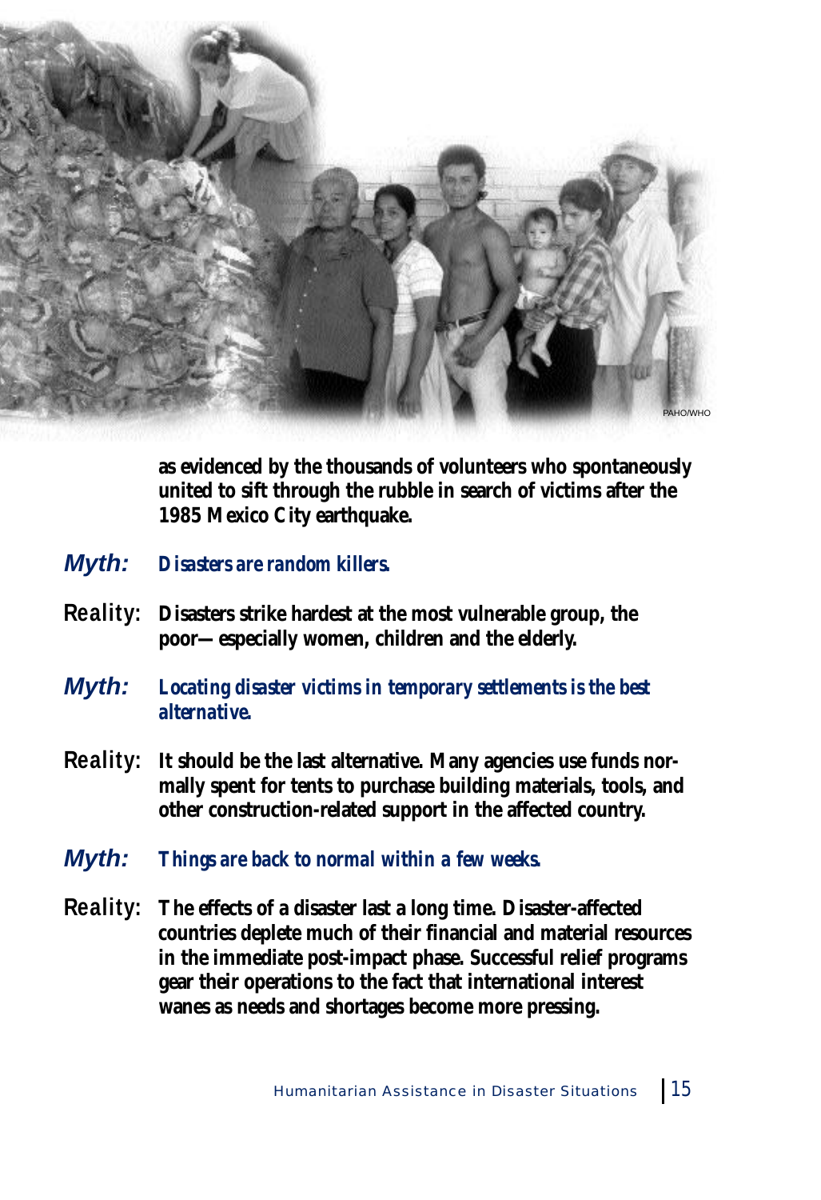as evidenced by the thousands of volunteers who spontaneously united to sift through the rubble in search of victims after the 1985 Mexico City earthquake.

***Myth:*** *Disasters are random killers.*

**Reality:** Disasters strike hardest at the most vulnerable group, the poor—especially women, children and the elderly.

***Myth:*** *Locating disaster victims in temporary settlements is the best alternative.*

**Reality:** It should be the last alternative. Many agencies use funds normally spent for tents to purchase building materials, tools, and other construction-related support in the affected country.

***Myth:*** *Things are back to normal within a few weeks.*

**Reality:** The effects of a disaster last a long time. Disaster-affected countries deplete much of their financial and material resources in the immediate post-impact phase. Successful relief programs gear their operations to the fact that international interest wanes as needs and shortages become more pressing.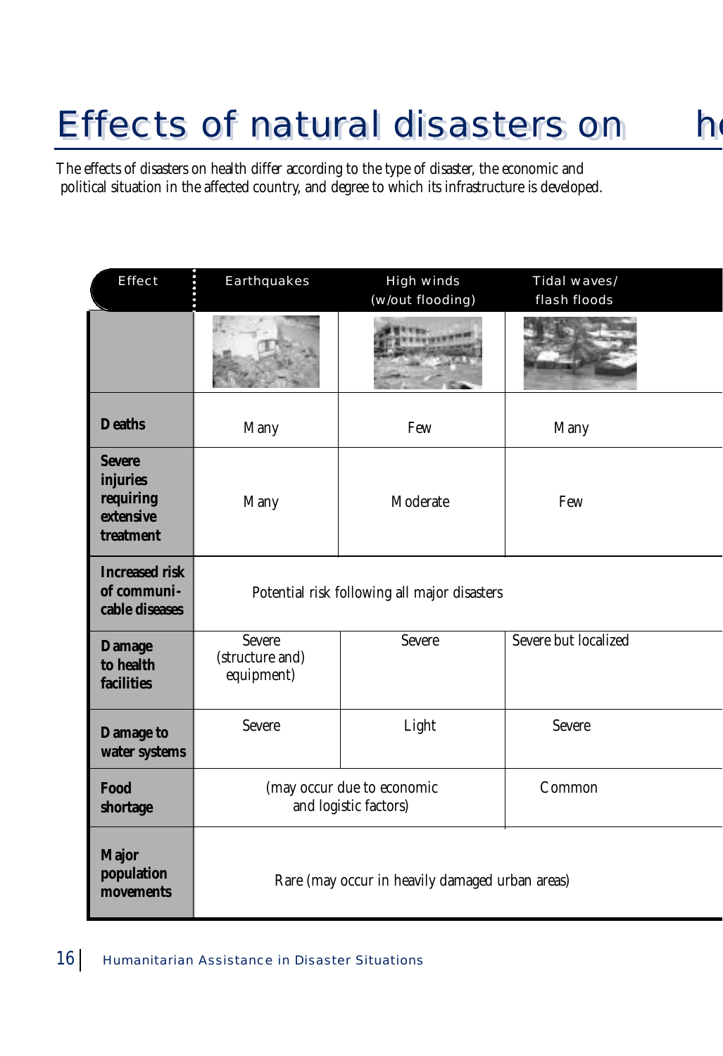# Effects of natural disasters on he

The effects of disasters on health differ according to the type of disaster, the economic and political situation in the affected country, and degree to which its infrastructure is developed.

| Effect | Earthquakes | High winds (w/out flooding) | Tidal waves/ flash floods |
|---|---|---|---|
| | | | |
| **Deaths** | Many | Few | Many |
| **Severe injuries requiring extensive treatment** | Many | Moderate | Few |
| **Increased risk of communi-cable diseases** | Potential risk following all major disasters | | |
| **Damage to health facilities** | Severe (structure and) equipment) | Severe | Severe but localized |
| **Damage to water systems** | Severe | Light | Severe |
| **Food shortage** | (may occur due to economic and logistic factors) | | Common |
| **Major population movements** | Rare (may occur in heavily damaged urban areas) | | |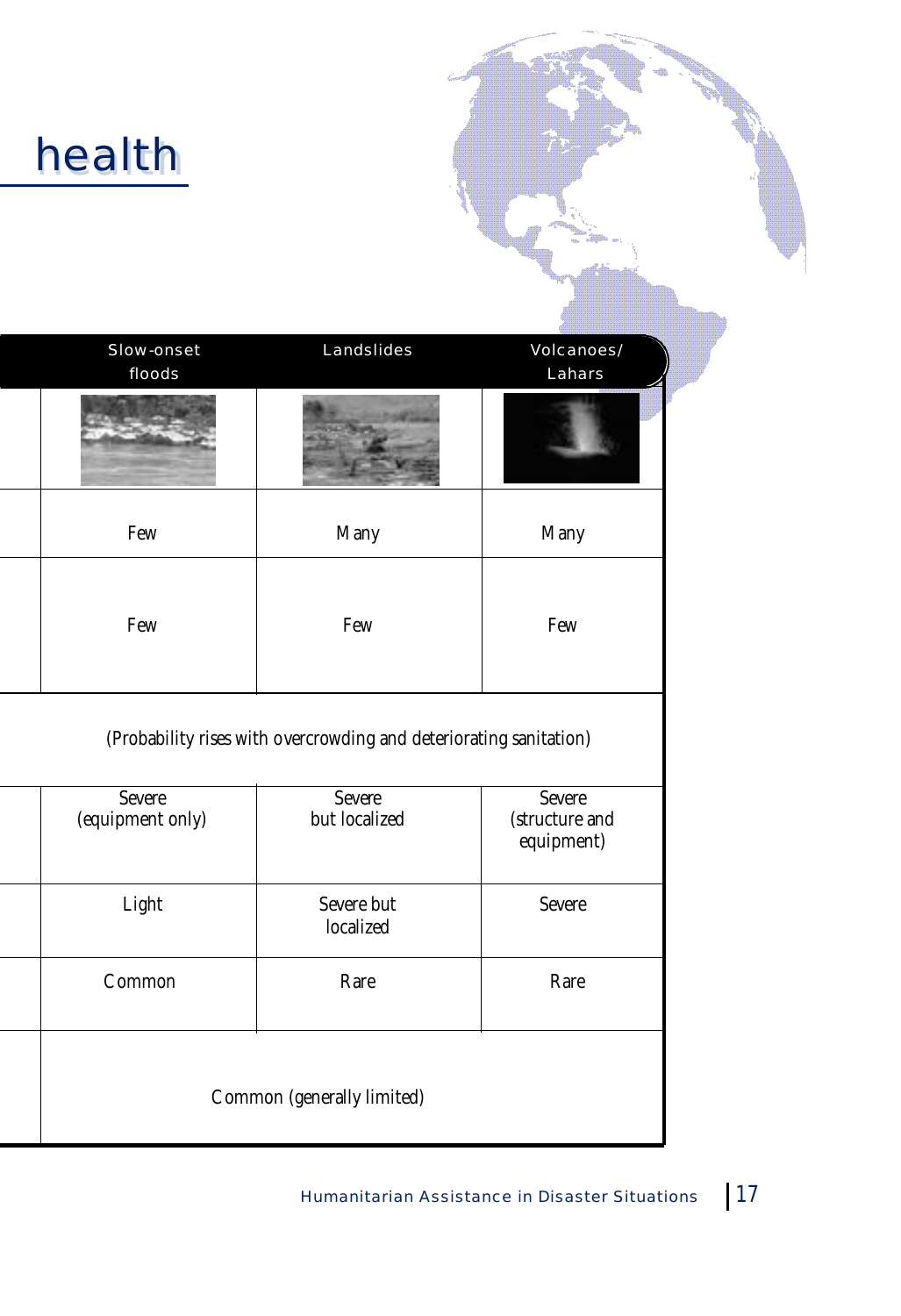# health

| Slow-onset floods | Landslides | Volcanoes/ Lahars |
|---|---|---|
| | | |
| Few | Many | Many |
| Few | Few | Few |
| (Probability rises with overcrowding and deteriorating sanitation) | | |
| Severe (equipment only) | Severe but localized | Severe (structure and equipment) |
| Light | Severe but localized | Severe |
| Common | Rare | Rare |
| Common (generally limited) | | |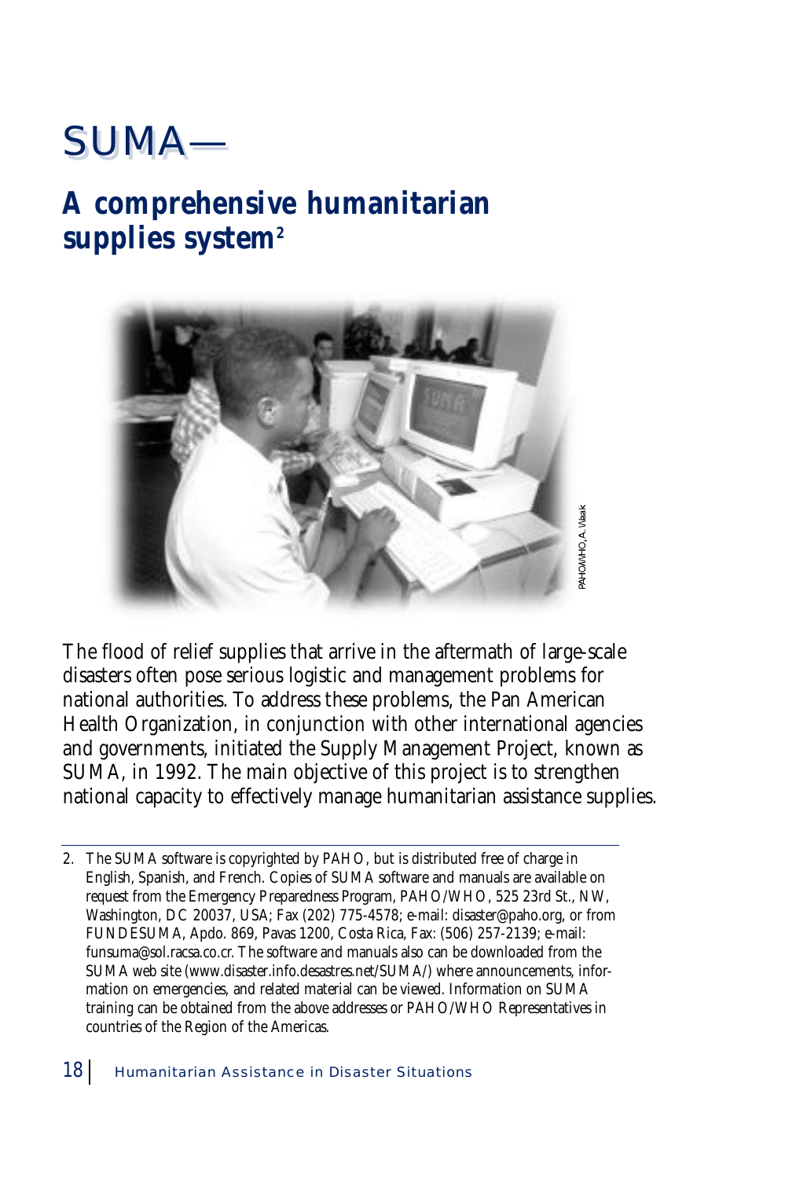# SUMA—

## A comprehensive humanitarian supplies system[2]

The flood of relief supplies that arrive in the aftermath of large-scale disasters often pose serious logistic and management problems for national authorities. To address these problems, the Pan American Health Organization, in conjunction with other international agencies and governments, initiated the Supply Management Project, known as SUMA, in 1992. The main objective of this project is to strengthen national capacity to effectively manage humanitarian assistance supplies.

---

2. The SUMA software is copyrighted by PAHO, but is distributed free of charge in English, Spanish, and French. Copies of SUMA software and manuals are available on request from the Emergency Preparedness Program, PAHO/WHO, 525 23rd St., NW, Washington, DC 20037, USA; Fax (202) 775-4578; e-mail: disaster@paho.org, or from FUNDESUMA, Apdo. 869, Pavas 1200, Costa Rica, Fax: (506) 257-2139; e-mail: funsuma@sol.racsa.co.cr. The software and manuals also can be downloaded from the SUMA web site (www.disaster.info.desastres.net/SUMA/) where announcements, information on emergencies, and related material can be viewed. Information on SUMA training can be obtained from the above addresses or PAHO/WHO Representatives in countries of the Region of the Americas.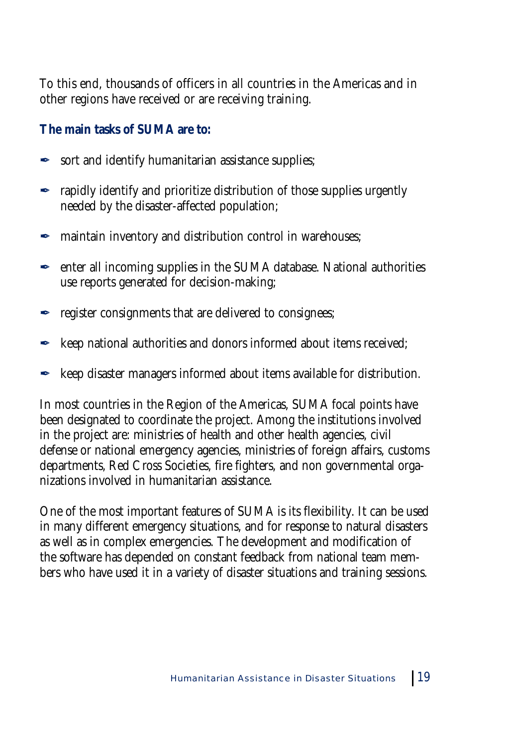To this end, thousands of officers in all countries in the Americas and in other regions have received or are receiving training.

**The main tasks of SUMA are to:**

- sort and identify humanitarian assistance supplies;
- rapidly identify and prioritize distribution of those supplies urgently needed by the disaster-affected population;
- maintain inventory and distribution control in warehouses;
- enter all incoming supplies in the SUMA database. National authorities use reports generated for decision-making;
- register consignments that are delivered to consignees;
- keep national authorities and donors informed about items received;
- keep disaster managers informed about items available for distribution.

In most countries in the Region of the Americas, SUMA focal points have been designated to coordinate the project. Among the institutions involved in the project are: ministries of health and other health agencies, civil defense or national emergency agencies, ministries of foreign affairs, customs departments, Red Cross Societies, fire fighters, and non governmental organizations involved in humanitarian assistance.

One of the most important features of SUMA is its flexibility. It can be used in many different emergency situations, and for response to natural disasters as well as in complex emergencies. The development and modification of the software has depended on constant feedback from national team members who have used it in a variety of disaster situations and training sessions.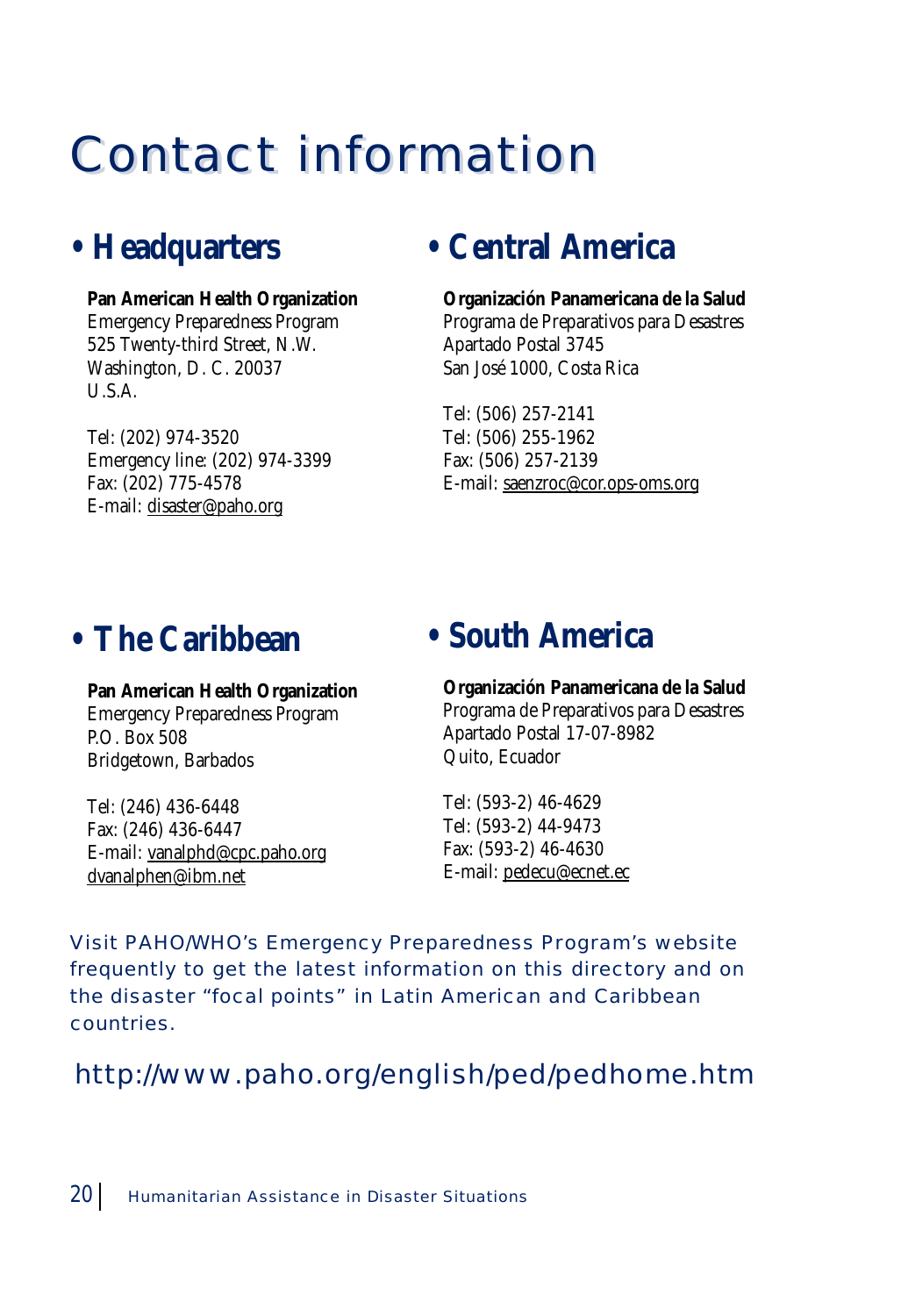# Contact information

## • Headquarters

**Pan American Health Organization**
Emergency Preparedness Program
525 Twenty-third Street, N.W.
Washington, D. C. 20037
U.S.A.

Tel: (202) 974-3520
Emergency line: (202) 974-3399
Fax: (202) 775-4578
E-mail: disaster@paho.org

## • Central America

**Organización Panamericana de la Salud**
Programa de Preparativos para Desastres
Apartado Postal 3745
San José 1000, Costa Rica

Tel: (506) 257-2141
Tel: (506) 255-1962
Fax: (506) 257-2139
E-mail: saenzroc@cor.ops-oms.org

## • The Caribbean

**Pan American Health Organization**
Emergency Preparedness Program
P.O. Box 508
Bridgetown, Barbados

Tel: (246) 436-6448
Fax: (246) 436-6447
E-mail: vanalphd@cpc.paho.org
dvanalphen@ibm.net

## • South America

**Organización Panamericana de la Salud**
Programa de Preparativos para Desastres
Apartado Postal 17-07-8982
Quito, Ecuador

Tel: (593-2) 46-4629
Tel: (593-2) 44-9473
Fax: (593-2) 46-4630
E-mail: pedecu@ecnet.ec

Visit PAHO/WHO's Emergency Preparedness Program's website frequently to get the latest information on this directory and on the disaster "focal points" in Latin American and Caribbean countries.

http://www.paho.org/english/ped/pedhome.htm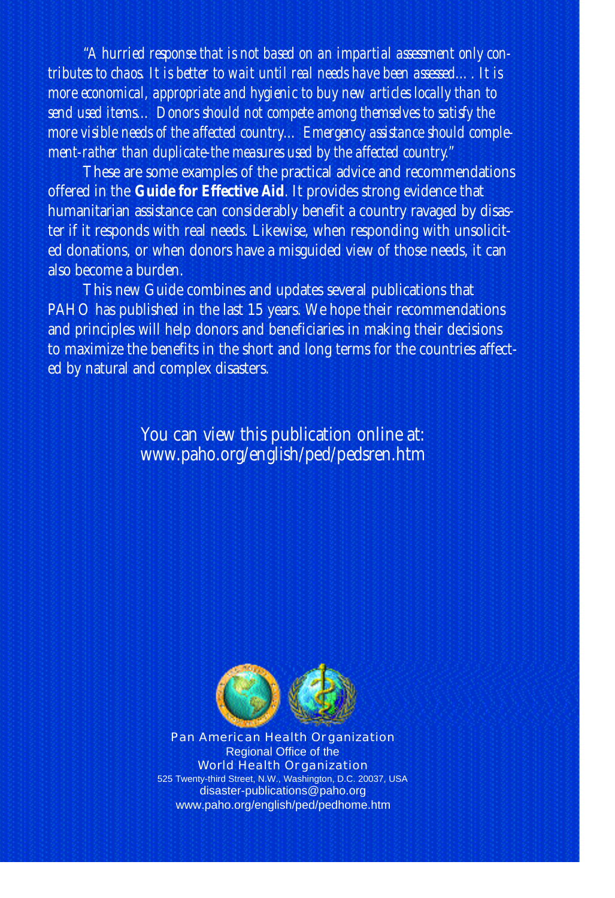*"A hurried response that is not based on an impartial assessment only contributes to chaos. It is better to wait until real needs have been assessed.... It is more economical, appropriate and hygienic to buy new articles locally than to send used items... Donors should not compete among themselves to satisfy the more visible needs of the affected country... Emergency assistance should complement-rather than duplicate-the measures used by the affected country."*

These are some examples of the practical advice and recommendations offered in the **Guide for Effective Aid**. It provides strong evidence that humanitarian assistance can considerably benefit a country ravaged by disaster if it responds with real needs. Likewise, when responding with unsolicited donations, or when donors have a misguided view of those needs, it can also become a burden.

This new Guide combines and updates several publications that PAHO has published in the last 15 years. We hope their recommendations and principles will help donors and beneficiaries in making their decisions to maximize the benefits in the short and long terms for the countries affected by natural and complex disasters.

You can view this publication online at:
www.paho.org/english/ped/pedsren.htm

Pan American Health Organization
Regional Office of the
World Health Organization
525 Twenty-third Street, N.W., Washington, D.C. 20037, USA
disaster-publications@paho.org
www.paho.org/english/ped/pedhome.htm